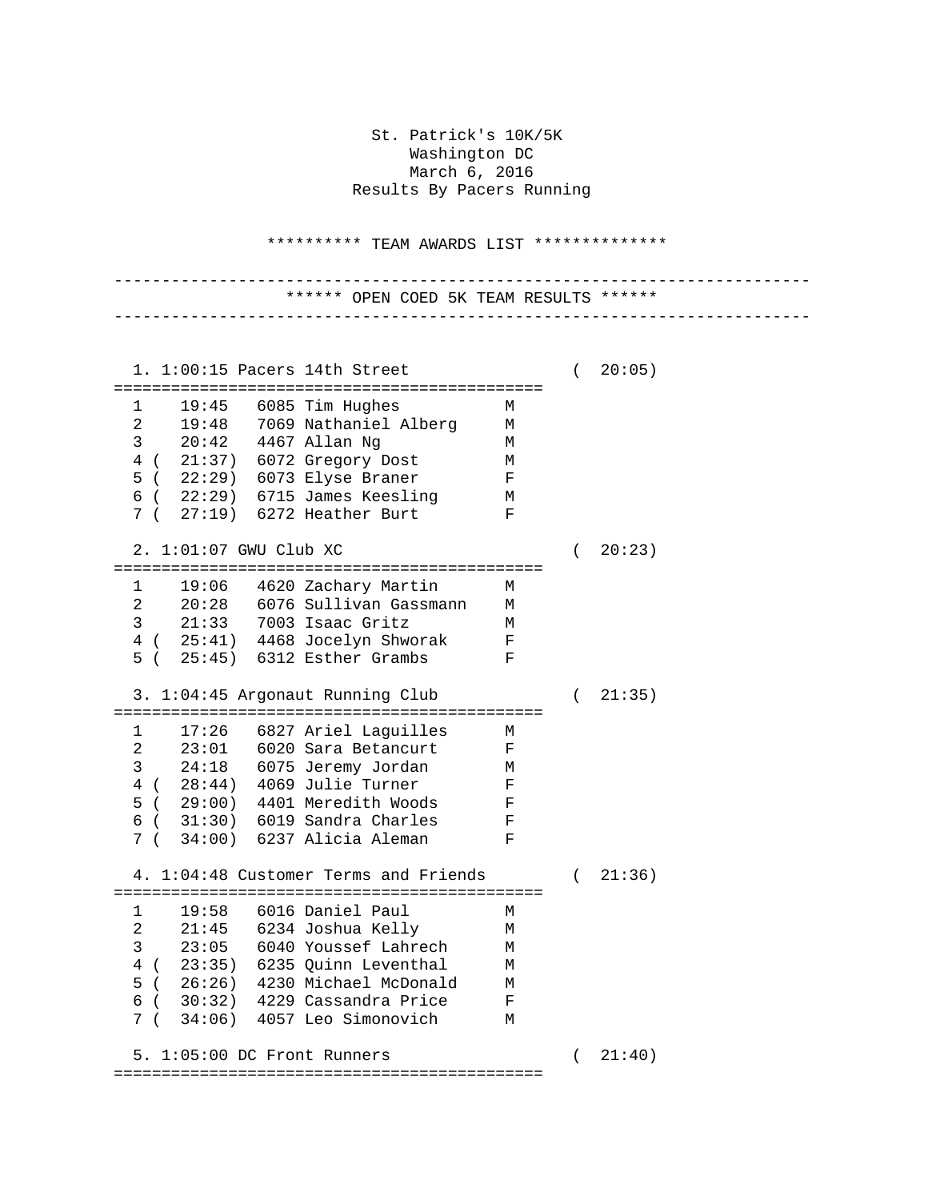St. Patrick's 10K/5K
Washington DC
March 6, 2016
Results By Pacers Running

********** TEAM AWARDS LIST **************

---

****** OPEN COED 5K TEAM RESULTS ******

---

```
  1. 1:00:15 Pacers 14th Street                 (  20:05)
=============================================
  1    19:45   6085 Tim Hughes           M
  2    19:48   7069 Nathaniel Alberg     M
  3    20:42   4467 Allan Ng             M
  4 (  21:37)  6072 Gregory Dost         M
  5 (  22:29)  6073 Elyse Braner         F
  6 (  22:29)  6715 James Keesling      M
  7 (  27:19)  6272 Heather Burt         F

  2. 1:01:07 GWU Club XC                        (  20:23)
=============================================
  1    19:06   4620 Zachary Martin       M
  2    20:28   6076 Sullivan Gassmann    M
  3    21:33   7003 Isaac Gritz          M
  4 (  25:41)  4468 Jocelyn Shworak      F
  5 (  25:45)  6312 Esther Grambs        F

  3. 1:04:45 Argonaut Running Club              (  21:35)
=============================================
  1    17:26   6827 Ariel Laguilles      M
  2    23:01   6020 Sara Betancurt       F
  3    24:18   6075 Jeremy Jordan        M
  4 (  28:44)  4069 Julie Turner         F
  5 (  29:00)  4401 Meredith Woods       F
  6 (  31:30)  6019 Sandra Charles       F
  7 (  34:00)  6237 Alicia Aleman        F

  4. 1:04:48 Customer Terms and Friends         (  21:36)
=============================================
  1    19:58   6016 Daniel Paul          M
  2    21:45   6234 Joshua Kelly         M
  3    23:05   6040 Youssef Lahrech      M
  4 (  23:35)  6235 Quinn Leventhal      M
  5 (  26:26)  4230 Michael McDonald     M
  6 (  30:32)  4229 Cassandra Price      F
  7 (  34:06)  4057 Leo Simonovich       M

  5. 1:05:00 DC Front Runners                   (  21:40)
=============================================
```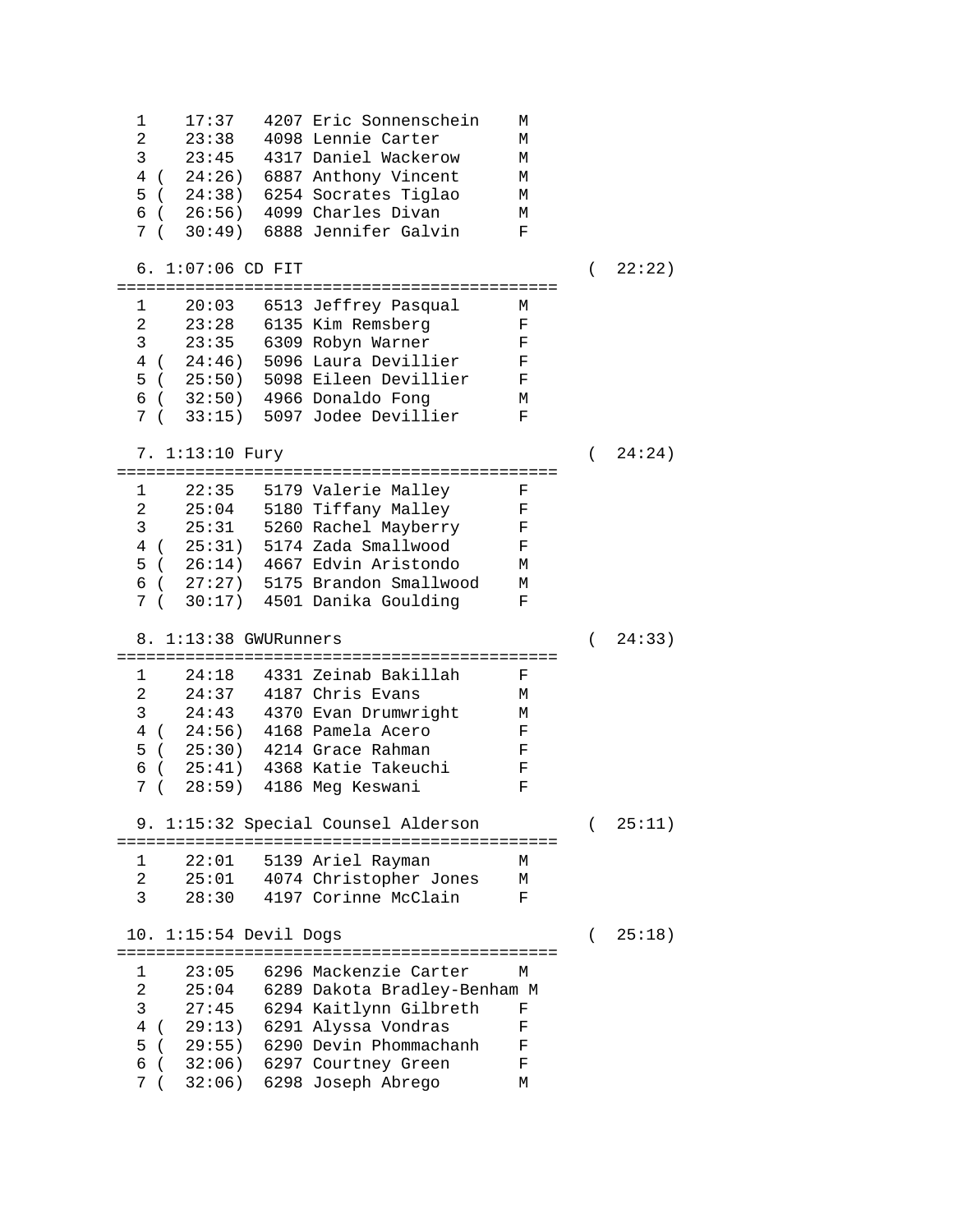```
  1    17:37   4207 Eric Sonnenschein    M
  2    23:38   4098 Lennie Carter        M
  3    23:45   4317 Daniel Wackerow      M
  4 (  24:26)  6887 Anthony Vincent      M
  5 (  24:38)  6254 Socrates Tiglao      M
  6 (  26:56)  4099 Charles Divan        M
  7 (  30:49)  6888 Jennifer Galvin      F

  6. 1:07:06 CD FIT                                 (  22:22)
=============================================
  1    20:03   6513 Jeffrey Pasqual      M
  2    23:28   6135 Kim Remsberg         F
  3    23:35   6309 Robyn Warner         F
  4 (  24:46)  5096 Laura Devillier      F
  5 (  25:50)  5098 Eileen Devillier     F
  6 (  32:50)  4966 Donaldo Fong         M
  7 (  33:15)  5097 Jodee Devillier      F

  7. 1:13:10 Fury                                   (  24:24)
=============================================
  1    22:35   5179 Valerie Malley       F
  2    25:04   5180 Tiffany Malley       F
  3    25:31   5260 Rachel Mayberry      F
  4 (  25:31)  5174 Zada Smallwood       F
  5 (  26:14)  4667 Edvin Aristondo      M
  6 (  27:27)  5175 Brandon Smallwood    M
  7 (  30:17)  4501 Danika Goulding      F

  8. 1:13:38 GWURunners                             (  24:33)
=============================================
  1    24:18   4331 Zeinab Bakillah      F
  2    24:37   4187 Chris Evans          M
  3    24:43   4370 Evan Drumwright      M
  4 (  24:56)  4168 Pamela Acero         F
  5 (  25:30)  4214 Grace Rahman         F
  6 (  25:41)  4368 Katie Takeuchi       F
  7 (  28:59)  4186 Meg Keswani          F

  9. 1:15:32 Special Counsel Alderson               (  25:11)
=============================================
  1    22:01   5139 Ariel Rayman         M
  2    25:01   4074 Christopher Jones    M
  3    28:30   4197 Corinne McClain      F

 10. 1:15:54 Devil Dogs                             (  25:18)
=============================================
  1    23:05   6296 Mackenzie Carter     M
  2    25:04   6289 Dakota Bradley-Benham M
  3    27:45   6294 Kaitlynn Gilbreth    F
  4 (  29:13)  6291 Alyssa Vondras       F
  5 (  29:55)  6290 Devin Phommachanh    F
  6 (  32:06)  6297 Courtney Green       F
  7 (  32:06)  6298 Joseph Abrego        M
```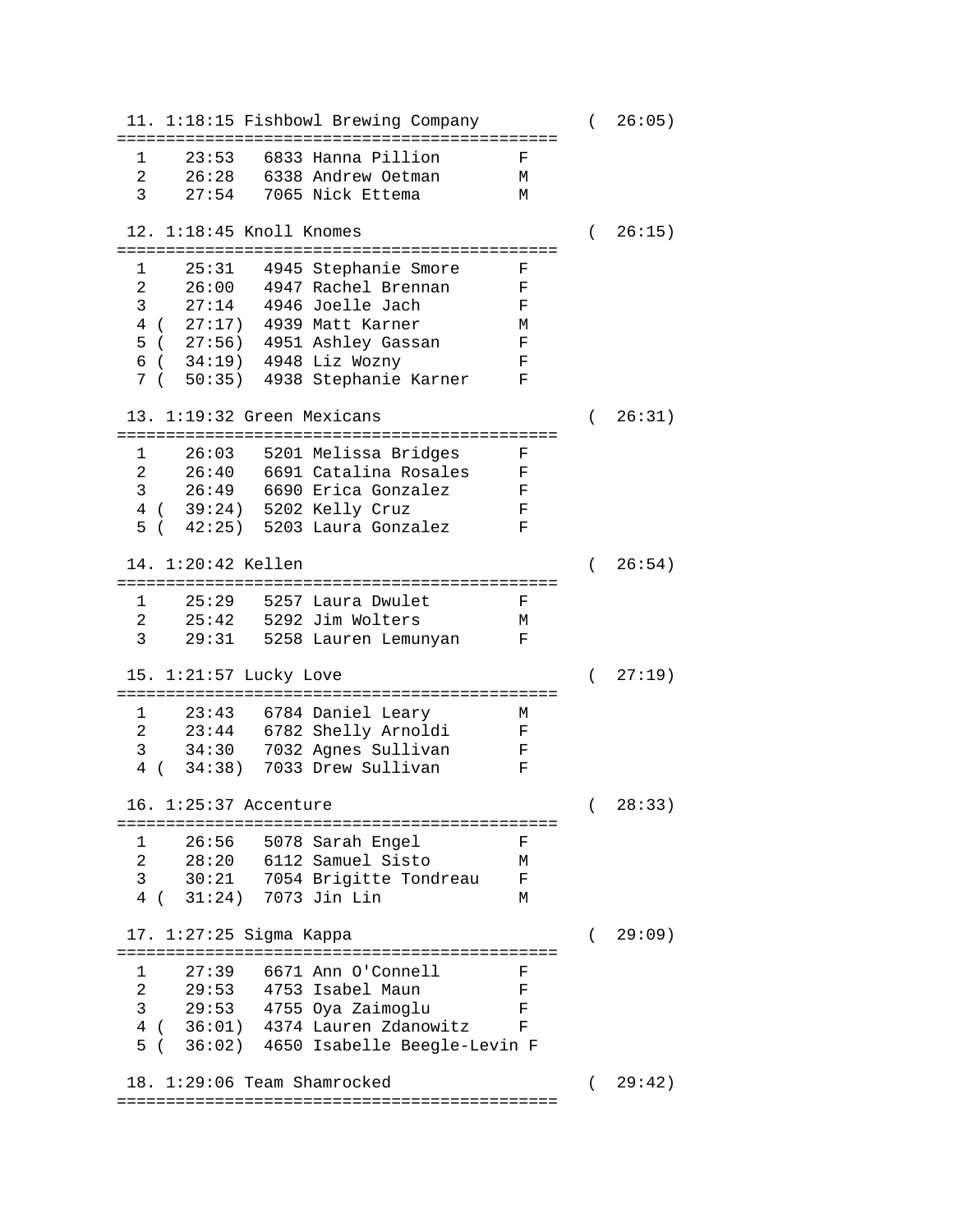```
 11. 1:18:15 Fishbowl Brewing Company          (  26:05)
=============================================
  1    23:53   6833 Hanna Pillion        F
  2    26:28   6338 Andrew Oetman        M
  3    27:54   7065 Nick Ettema          M

 12. 1:18:45 Knoll Knomes                      (  26:15)
=============================================
  1    25:31   4945 Stephanie Smore      F
  2    26:00   4947 Rachel Brennan       F
  3    27:14   4946 Joelle Jach          F
  4 (  27:17)  4939 Matt Karner          M
  5 (  27:56)  4951 Ashley Gassan        F
  6 (  34:19)  4948 Liz Wozny            F
  7 (  50:35)  4938 Stephanie Karner     F

 13. 1:19:32 Green Mexicans                    (  26:31)
=============================================
  1    26:03   5201 Melissa Bridges      F
  2    26:40   6691 Catalina Rosales     F
  3    26:49   6690 Erica Gonzalez       F
  4 (  39:24)  5202 Kelly Cruz           F
  5 (  42:25)  5203 Laura Gonzalez       F

 14. 1:20:42 Kellen                            (  26:54)
=============================================
  1    25:29   5257 Laura Dwulet         F
  2    25:42   5292 Jim Wolters          M
  3    29:31   5258 Lauren Lemunyan      F

 15. 1:21:57 Lucky Love                        (  27:19)
=============================================
  1    23:43   6784 Daniel Leary         M
  2    23:44   6782 Shelly Arnoldi       F
  3    34:30   7032 Agnes Sullivan       F
  4 (  34:38)  7033 Drew Sullivan        F

 16. 1:25:37 Accenture                         (  28:33)
=============================================
  1    26:56   5078 Sarah Engel          F
  2    28:20   6112 Samuel Sisto         M
  3    30:21   7054 Brigitte Tondreau    F
  4 (  31:24)  7073 Jin Lin              M

 17. 1:27:25 Sigma Kappa                       (  29:09)
=============================================
  1    27:39   6671 Ann O'Connell        F
  2    29:53   4753 Isabel Maun          F
  3    29:53   4755 Oya Zaimoglu         F
  4 (  36:01)  4374 Lauren Zdanowitz     F
  5 (  36:02)  4650 Isabelle Beegle-Levin F

 18. 1:29:06 Team Shamrocked                   (  29:42)
=============================================
```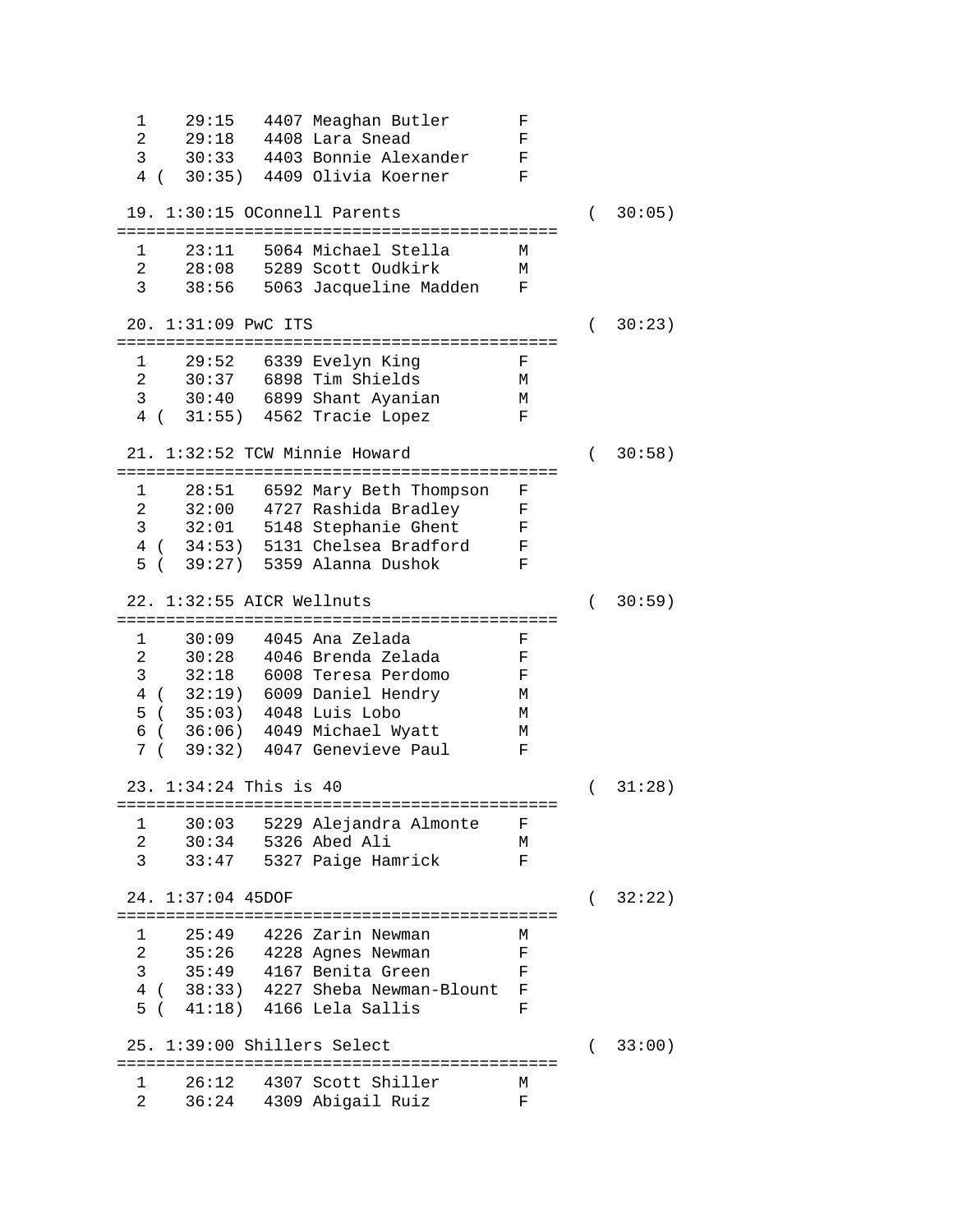```
  1    29:15   4407 Meaghan Butler       F
  2    29:18   4408 Lara Snead           F
  3    30:33   4403 Bonnie Alexander     F
  4 (  30:35)  4409 Olivia Koerner       F

 19. 1:30:15 OConnell Parents                      (  30:05)
=============================================
  1    23:11   5064 Michael Stella       M
  2    28:08   5289 Scott Oudkirk        M
  3    38:56   5063 Jacqueline Madden    F

 20. 1:31:09 PwC ITS                               (  30:23)
=============================================
  1    29:52   6339 Evelyn King          F
  2    30:37   6898 Tim Shields          M
  3    30:40   6899 Shant Ayanian        M
  4 (  31:55)  4562 Tracie Lopez         F

 21. 1:32:52 TCW Minnie Howard                     (  30:58)
=============================================
  1    28:51   6592 Mary Beth Thompson   F
  2    32:00   4727 Rashida Bradley      F
  3    32:01   5148 Stephanie Ghent      F
  4 (  34:53)  5131 Chelsea Bradford     F
  5 (  39:27)  5359 Alanna Dushok        F

 22. 1:32:55 AICR Wellnuts                         (  30:59)
=============================================
  1    30:09   4045 Ana Zelada           F
  2    30:28   4046 Brenda Zelada        F
  3    32:18   6008 Teresa Perdomo       F
  4 (  32:19)  6009 Daniel Hendry        M
  5 (  35:03)  4048 Luis Lobo            M
  6 (  36:06)  4049 Michael Wyatt        M
  7 (  39:32)  4047 Genevieve Paul       F

 23. 1:34:24 This is 40                            (  31:28)
=============================================
  1    30:03   5229 Alejandra Almonte    F
  2    30:34   5326 Abed Ali             M
  3    33:47   5327 Paige Hamrick        F

 24. 1:37:04 45DOF                                 (  32:22)
=============================================
  1    25:49   4226 Zarin Newman         M
  2    35:26   4228 Agnes Newman         F
  3    35:49   4167 Benita Green         F
  4 (  38:33)  4227 Sheba Newman-Blount  F
  5 (  41:18)  4166 Lela Sallis          F

 25. 1:39:00 Shillers Select                       (  33:00)
=============================================
  1    26:12   4307 Scott Shiller        M
  2    36:24   4309 Abigail Ruiz         F
```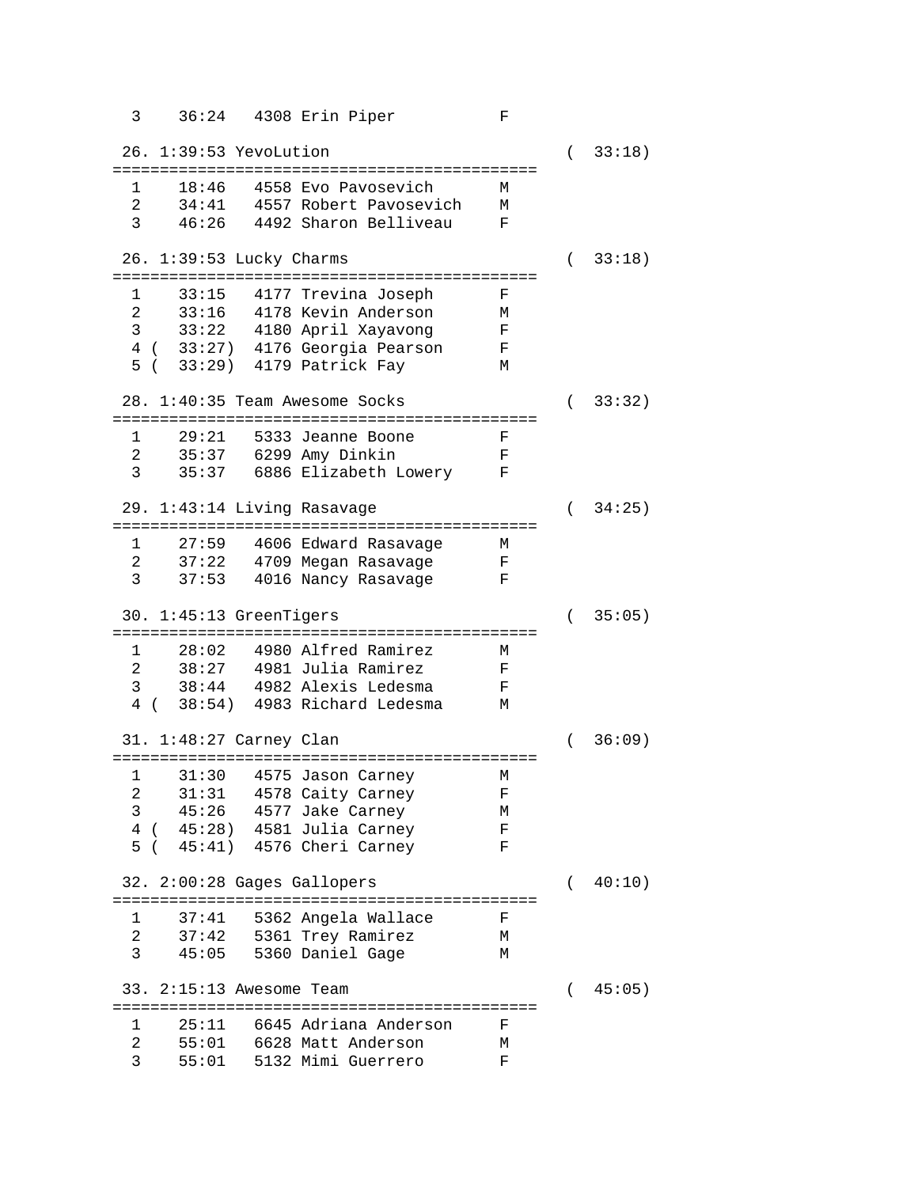```
  3    36:24   4308 Erin Piper           F

 26. 1:39:53 YevoLution                            (  33:18)
=============================================
  1    18:46   4558 Evo Pavosevich       M
  2    34:41   4557 Robert Pavosevich    M
  3    46:26   4492 Sharon Belliveau     F

 26. 1:39:53 Lucky Charms                          (  33:18)
=============================================
  1    33:15   4177 Trevina Joseph       F
  2    33:16   4178 Kevin Anderson       M
  3    33:22   4180 April Xayavong       F
  4 (  33:27)  4176 Georgia Pearson      F
  5 (  33:29)  4179 Patrick Fay          M

 28. 1:40:35 Team Awesome Socks                    (  33:32)
=============================================
  1    29:21   5333 Jeanne Boone         F
  2    35:37   6299 Amy Dinkin           F
  3    35:37   6886 Elizabeth Lowery     F

 29. 1:43:14 Living Rasavage                       (  34:25)
=============================================
  1    27:59   4606 Edward Rasavage      M
  2    37:22   4709 Megan Rasavage       F
  3    37:53   4016 Nancy Rasavage       F

 30. 1:45:13 GreenTigers                           (  35:05)
=============================================
  1    28:02   4980 Alfred Ramirez       M
  2    38:27   4981 Julia Ramirez        F
  3    38:44   4982 Alexis Ledesma       F
  4 (  38:54)  4983 Richard Ledesma      M

 31. 1:48:27 Carney Clan                           (  36:09)
=============================================
  1    31:30   4575 Jason Carney         M
  2    31:31   4578 Caity Carney         F
  3    45:26   4577 Jake Carney          M
  4 (  45:28)  4581 Julia Carney         F
  5 (  45:41)  4576 Cheri Carney         F

 32. 2:00:28 Gages Gallopers                       (  40:10)
=============================================
  1    37:41   5362 Angela Wallace       F
  2    37:42   5361 Trey Ramirez         M
  3    45:05   5360 Daniel Gage          M

 33. 2:15:13 Awesome Team                          (  45:05)
=============================================
  1    25:11   6645 Adriana Anderson     F
  2    55:01   6628 Matt Anderson        M
  3    55:01   5132 Mimi Guerrero        F
```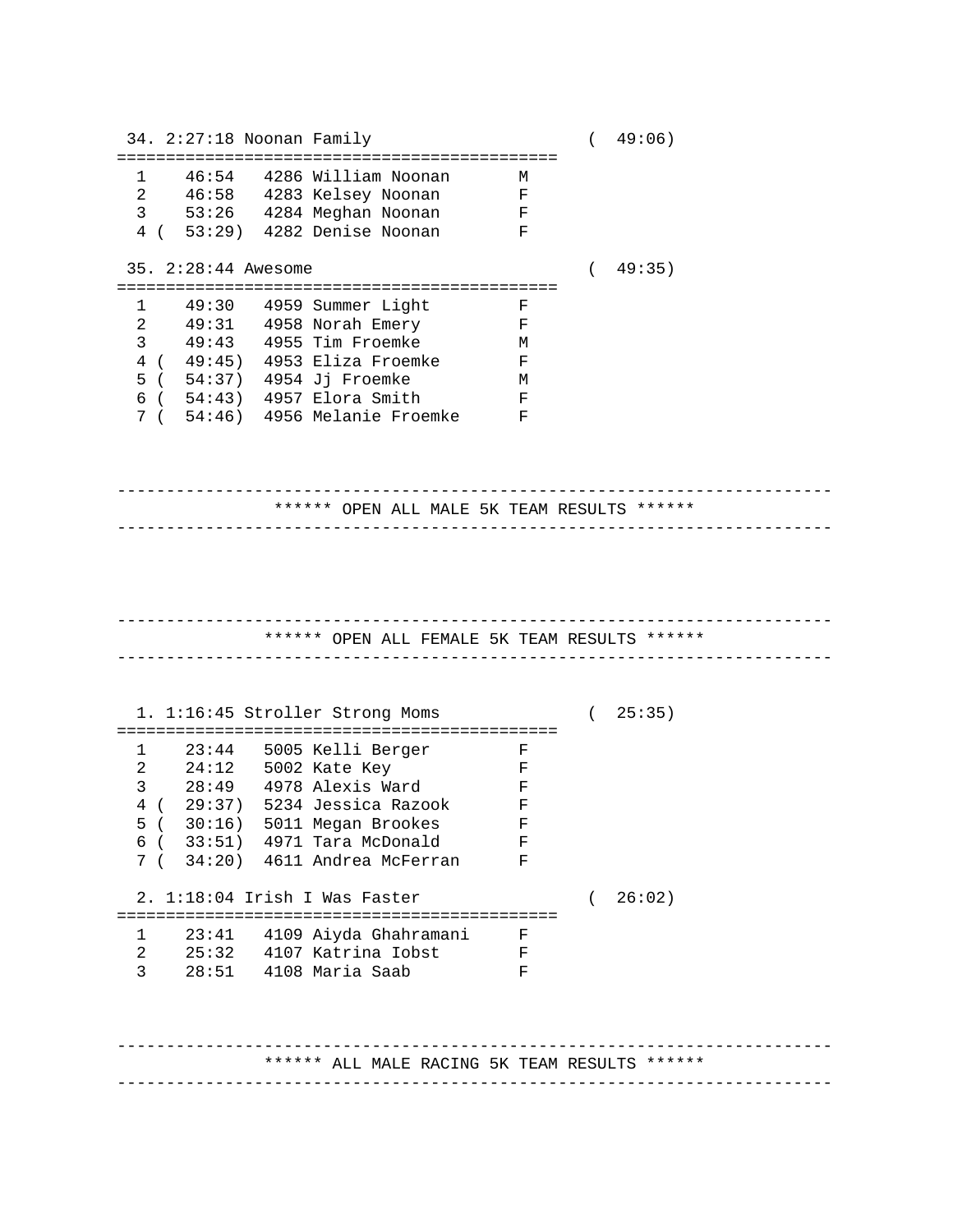```
 34. 2:27:18 Noonan Family                         (  49:06)
=============================================
  1    46:54   4286 William Noonan       M
  2    46:58   4283 Kelsey Noonan        F
  3    53:26   4284 Meghan Noonan        F
  4 (  53:29)  4282 Denise Noonan        F

 35. 2:28:44 Awesome                               (  49:35)
=============================================
  1    49:30   4959 Summer Light         F
  2    49:31   4958 Norah Emery          F
  3    49:43   4955 Tim Froemke          M
  4 (  49:45)  4953 Eliza Froemke        F
  5 (  54:37)  4954 Jj Froemke           M
  6 (  54:43)  4957 Elora Smith          F
  7 (  54:46)  4956 Melanie Froemke      F



-------------------------------------------------------------------------
                ****** OPEN ALL MALE 5K TEAM RESULTS ******
-------------------------------------------------------------------------




-------------------------------------------------------------------------
               ****** OPEN ALL FEMALE 5K TEAM RESULTS ******
-------------------------------------------------------------------------


  1. 1:16:45 Stroller Strong Moms                  (  25:35)
=============================================
  1    23:44   5005 Kelli Berger         F
  2    24:12   5002 Kate Key             F
  3    28:49   4978 Alexis Ward          F
  4 (  29:37)  5234 Jessica Razook       F
  5 (  30:16)  5011 Megan Brookes        F
  6 (  33:51)  4971 Tara McDonald        F
  7 (  34:20)  4611 Andrea McFerran      F

  2. 1:18:04 Irish I Was Faster                    (  26:02)
=============================================
  1    23:41   4109 Aiyda Ghahramani     F
  2    25:32   4107 Katrina Iobst        F
  3    28:51   4108 Maria Saab           F



-------------------------------------------------------------------------
               ****** ALL MALE RACING 5K TEAM RESULTS ******
-------------------------------------------------------------------------
```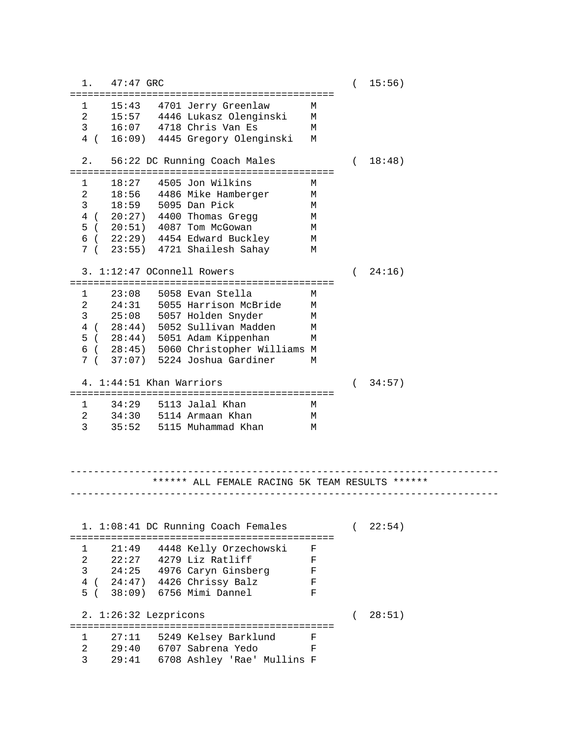```
  1.   47:47 GRC                                 (  15:56)
=============================================
  1    15:43   4701 Jerry Greenlaw       M
  2    15:57   4446 Lukasz Olenginski    M
  3    16:07   4718 Chris Van Es         M
  4 (  16:09)  4445 Gregory Olenginski   M

  2.   56:22 DC Running Coach Males              (  18:48)
=============================================
  1    18:27   4505 Jon Wilkins          M
  2    18:56   4486 Mike Hamberger       M
  3    18:59   5095 Dan Pick             M
  4 (  20:27)  4400 Thomas Gregg         M
  5 (  20:51)  4087 Tom McGowan          M
  6 (  22:29)  4454 Edward Buckley       M
  7 (  23:55)  4721 Shailesh Sahay       M

  3. 1:12:47 OConnell Rowers                     (  24:16)
=============================================
  1    23:08   5058 Evan Stella          M
  2    24:31   5055 Harrison McBride     M
  3    25:08   5057 Holden Snyder        M
  4 (  28:44)  5052 Sullivan Madden      M
  5 (  28:44)  5051 Adam Kippenhan       M
  6 (  28:45)  5060 Christopher Williams M
  7 (  37:07)  5224 Joshua Gardiner      M

  4. 1:44:51 Khan Warriors                       (  34:57)
=============================================
  1    34:29   5113 Jalal Khan           M
  2    34:30   5114 Armaan Khan          M
  3    35:52   5115 Muhammad Khan        M


------------------------------------------------------------------------
              ****** ALL FEMALE RACING 5K TEAM RESULTS ******
------------------------------------------------------------------------


  1. 1:08:41 DC Running Coach Females            (  22:54)
=============================================
  1    21:49   4448 Kelly Orzechowski    F
  2    22:27   4279 Liz Ratliff          F
  3    24:25   4976 Caryn Ginsberg       F
  4 (  24:47)  4426 Chrissy Balz         F
  5 (  38:09)  6756 Mimi Dannel          F

  2. 1:26:32 Lezpricons                          (  28:51)
=============================================
  1    27:11   5249 Kelsey Barklund      F
  2    29:40   6707 Sabrena Yedo         F
  3    29:41   6708 Ashley 'Rae' Mullins F
```